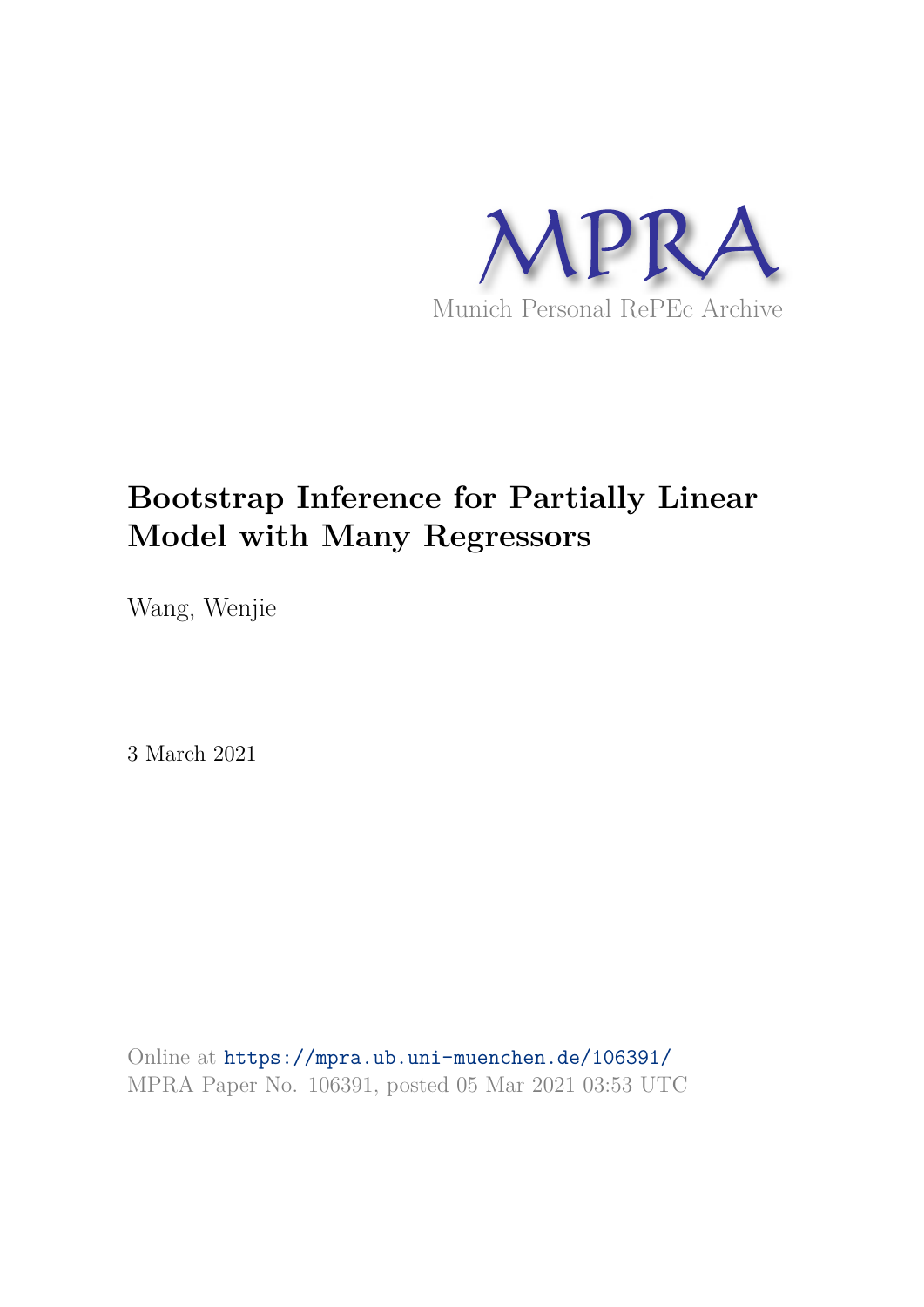MPRA

Munich Personal RePEc Archive

# Bootstrap Inference for Partially Linear Model with Many Regressors

Wang, Wenjie

3 March 2021

Online at https://mpra.ub.uni-muenchen.de/106391/
MPRA Paper No. 106391, posted 05 Mar 2021 03:53 UTC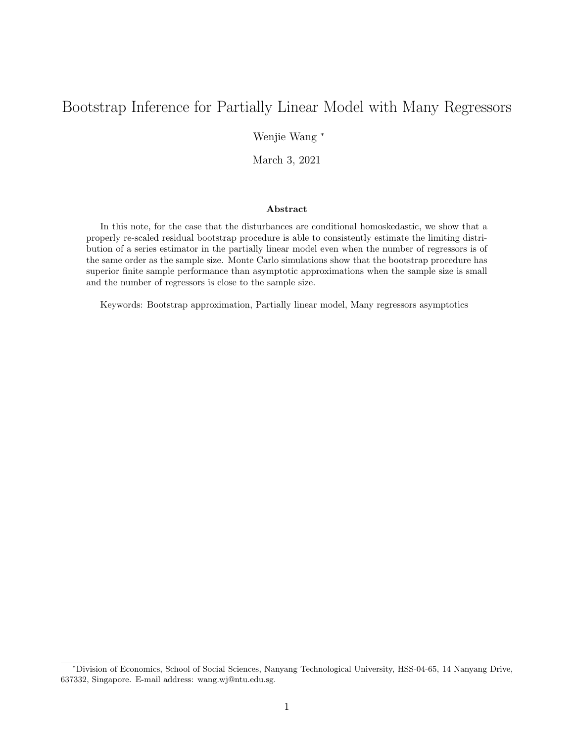# Bootstrap Inference for Partially Linear Model with Many Regressors

Wenjie Wang [*]

March 3, 2021

### Abstract

In this note, for the case that the disturbances are conditional homoskedastic, we show that a properly re-scaled residual bootstrap procedure is able to consistently estimate the limiting distribution of a series estimator in the partially linear model even when the number of regressors is of the same order as the sample size. Monte Carlo simulations show that the bootstrap procedure has superior finite sample performance than asymptotic approximations when the sample size is small and the number of regressors is close to the sample size.

Keywords: Bootstrap approximation, Partially linear model, Many regressors asymptotics

[*] Division of Economics, School of Social Sciences, Nanyang Technological University, HSS-04-65, 14 Nanyang Drive, 637332, Singapore. E-mail address: wang.wj@ntu.edu.sg.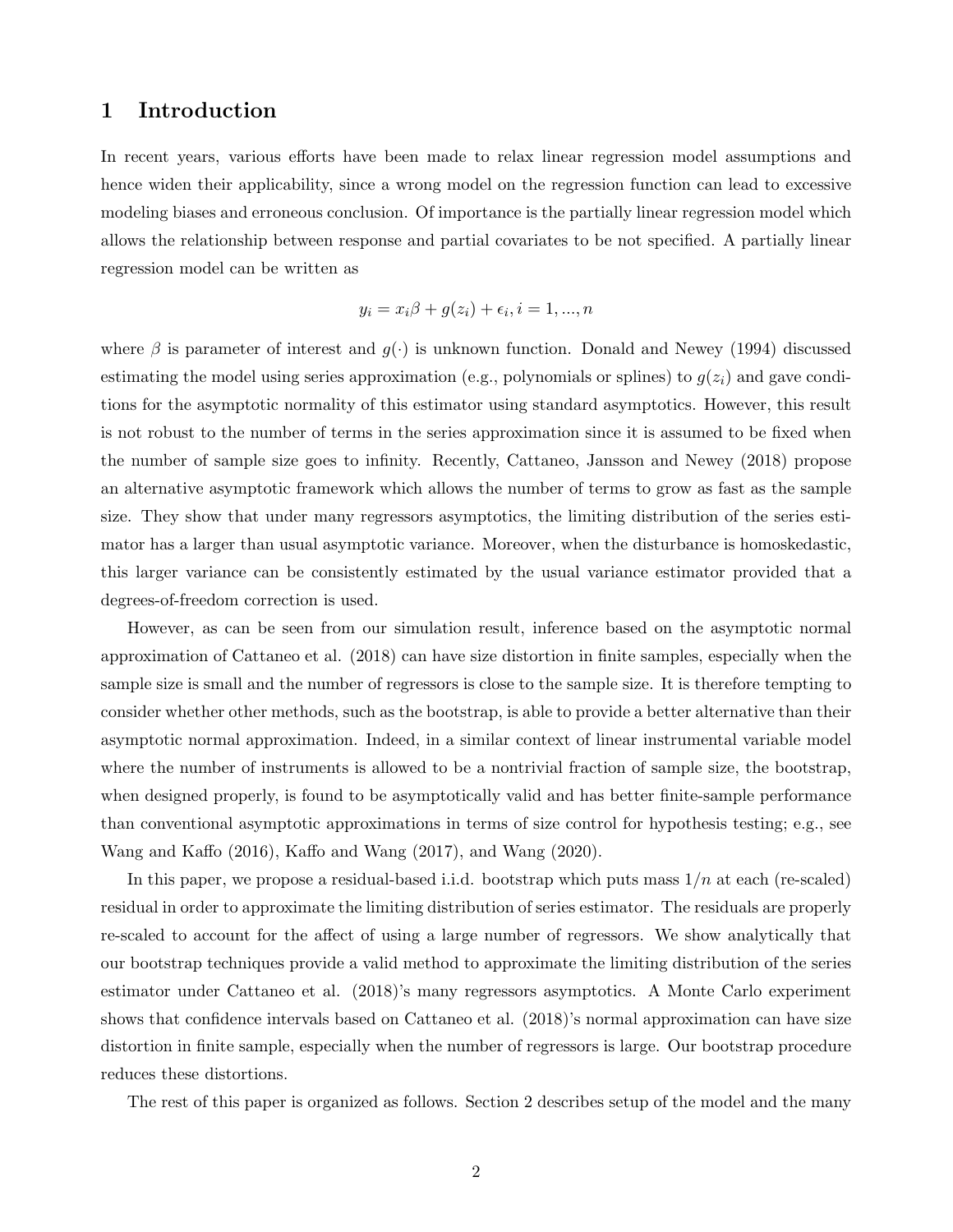# 1 Introduction

In recent years, various efforts have been made to relax linear regression model assumptions and hence widen their applicability, since a wrong model on the regression function can lead to excessive modeling biases and erroneous conclusion. Of importance is the partially linear regression model which allows the relationship between response and partial covariates to be not specified. A partially linear regression model can be written as

$$y_i = x_i\beta + g(z_i) + \epsilon_i, i = 1, ..., n$$

where $\beta$ is parameter of interest and $g(\cdot)$ is unknown function. Donald and Newey (1994) discussed estimating the model using series approximation (e.g., polynomials or splines) to $g(z_i)$ and gave conditions for the asymptotic normality of this estimator using standard asymptotics. However, this result is not robust to the number of terms in the series approximation since it is assumed to be fixed when the number of sample size goes to infinity. Recently, Cattaneo, Jansson and Newey (2018) propose an alternative asymptotic framework which allows the number of terms to grow as fast as the sample size. They show that under many regressors asymptotics, the limiting distribution of the series estimator has a larger than usual asymptotic variance. Moreover, when the disturbance is homoskedastic, this larger variance can be consistently estimated by the usual variance estimator provided that a degrees-of-freedom correction is used.

However, as can be seen from our simulation result, inference based on the asymptotic normal approximation of Cattaneo et al. (2018) can have size distortion in finite samples, especially when the sample size is small and the number of regressors is close to the sample size. It is therefore tempting to consider whether other methods, such as the bootstrap, is able to provide a better alternative than their asymptotic normal approximation. Indeed, in a similar context of linear instrumental variable model where the number of instruments is allowed to be a nontrivial fraction of sample size, the bootstrap, when designed properly, is found to be asymptotically valid and has better finite-sample performance than conventional asymptotic approximations in terms of size control for hypothesis testing; e.g., see Wang and Kaffo (2016), Kaffo and Wang (2017), and Wang (2020).

In this paper, we propose a residual-based i.i.d. bootstrap which puts mass $1/n$ at each (re-scaled) residual in order to approximate the limiting distribution of series estimator. The residuals are properly re-scaled to account for the affect of using a large number of regressors. We show analytically that our bootstrap techniques provide a valid method to approximate the limiting distribution of the series estimator under Cattaneo et al. (2018)'s many regressors asymptotics. A Monte Carlo experiment shows that confidence intervals based on Cattaneo et al. (2018)'s normal approximation can have size distortion in finite sample, especially when the number of regressors is large. Our bootstrap procedure reduces these distortions.

The rest of this paper is organized as follows. Section 2 describes setup of the model and the many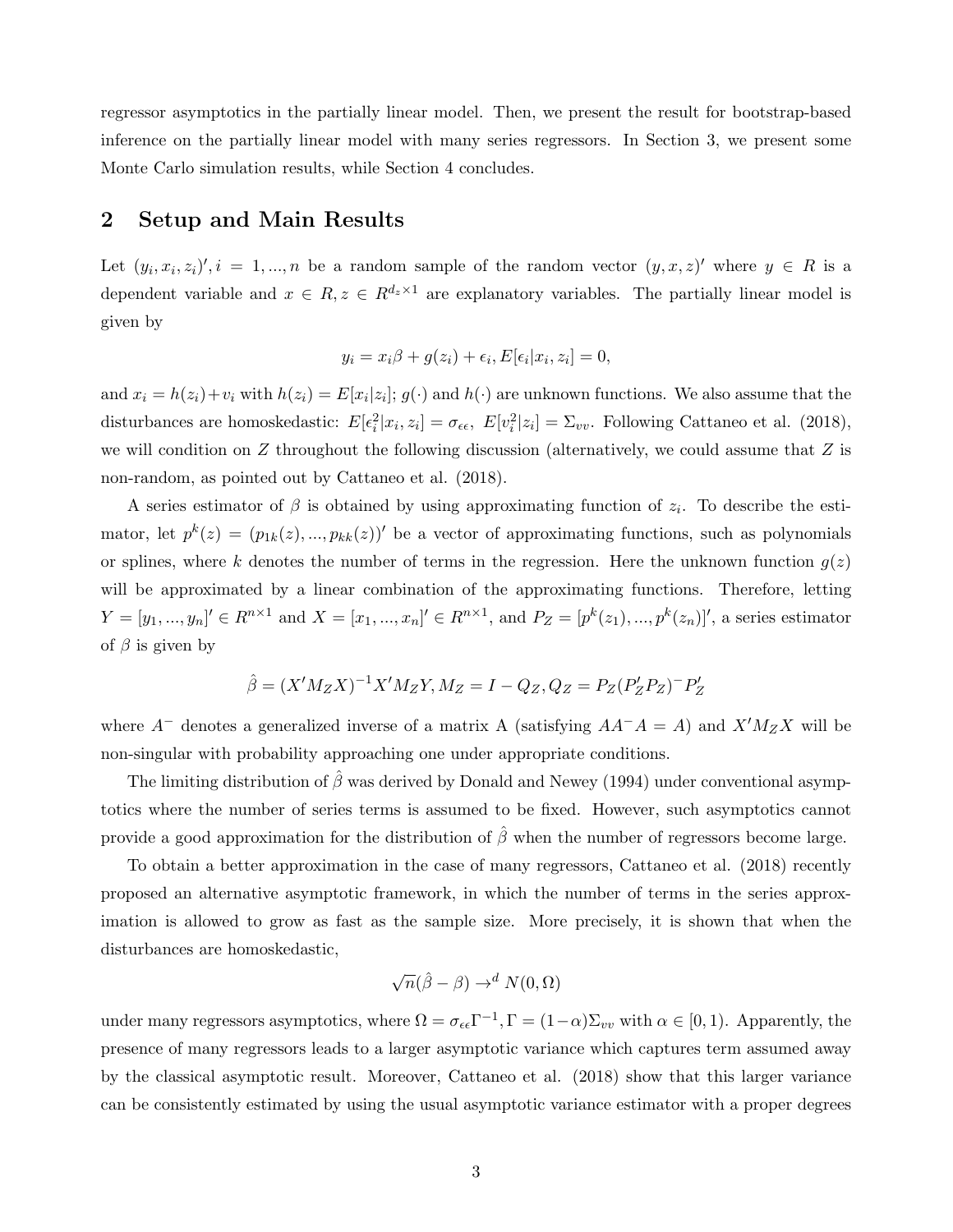regressor asymptotics in the partially linear model. Then, we present the result for bootstrap-based inference on the partially linear model with many series regressors. In Section 3, we present some Monte Carlo simulation results, while Section 4 concludes.

## 2 Setup and Main Results

Let $(y_i, x_i, z_i)', i = 1, ..., n$ be a random sample of the random vector $(y, x, z)'$ where $y \in R$ is a dependent variable and $x \in R, z \in R^{d_z \times 1}$ are explanatory variables. The partially linear model is given by

$$y_i = x_i \beta + g(z_i) + \epsilon_i, E[\epsilon_i | x_i, z_i] = 0,$$

and $x_i = h(z_i) + v_i$ with $h(z_i) = E[x_i | z_i]$; $g(\cdot)$ and $h(\cdot)$ are unknown functions. We also assume that the disturbances are homoskedastic: $E[\epsilon_i^2 | x_i, z_i] = \sigma_{\epsilon\epsilon}$, $E[v_i^2 | z_i] = \Sigma_{vv}$. Following Cattaneo et al. (2018), we will condition on $Z$ throughout the following discussion (alternatively, we could assume that $Z$ is non-random, as pointed out by Cattaneo et al. (2018).

A series estimator of $\beta$ is obtained by using approximating function of $z_i$. To describe the estimator, let $p^k(z) = (p_{1k}(z), ..., p_{kk}(z))'$ be a vector of approximating functions, such as polynomials or splines, where $k$ denotes the number of terms in the regression. Here the unknown function $g(z)$ will be approximated by a linear combination of the approximating functions. Therefore, letting $Y = [y_1, ..., y_n]' \in R^{n \times 1}$ and $X = [x_1, ..., x_n]' \in R^{n \times 1}$, and $P_Z = [p^k(z_1), ..., p^k(z_n)]'$, a series estimator of $\beta$ is given by

$$\hat{\beta} = (X' M_Z X)^{-1} X' M_Z Y, M_Z = I - Q_Z, Q_Z = P_Z (P_Z' P_Z)^{-} P_Z'$$

where $A^{-}$ denotes a generalized inverse of a matrix A (satisfying $AA^{-}A = A$) and $X' M_Z X$ will be non-singular with probability approaching one under appropriate conditions.

The limiting distribution of $\hat{\beta}$ was derived by Donald and Newey (1994) under conventional asymptotics where the number of series terms is assumed to be fixed. However, such asymptotics cannot provide a good approximation for the distribution of $\hat{\beta}$ when the number of regressors become large.

To obtain a better approximation in the case of many regressors, Cattaneo et al. (2018) recently proposed an alternative asymptotic framework, in which the number of terms in the series approximation is allowed to grow as fast as the sample size. More precisely, it is shown that when the disturbances are homoskedastic,

$$\sqrt{n}(\hat{\beta} - \beta) \to^d N(0, \Omega)$$

under many regressors asymptotics, where $\Omega = \sigma_{\epsilon\epsilon} \Gamma^{-1}, \Gamma = (1 - \alpha) \Sigma_{vv}$ with $\alpha \in [0, 1)$. Apparently, the presence of many regressors leads to a larger asymptotic variance which captures term assumed away by the classical asymptotic result. Moreover, Cattaneo et al. (2018) show that this larger variance can be consistently estimated by using the usual asymptotic variance estimator with a proper degrees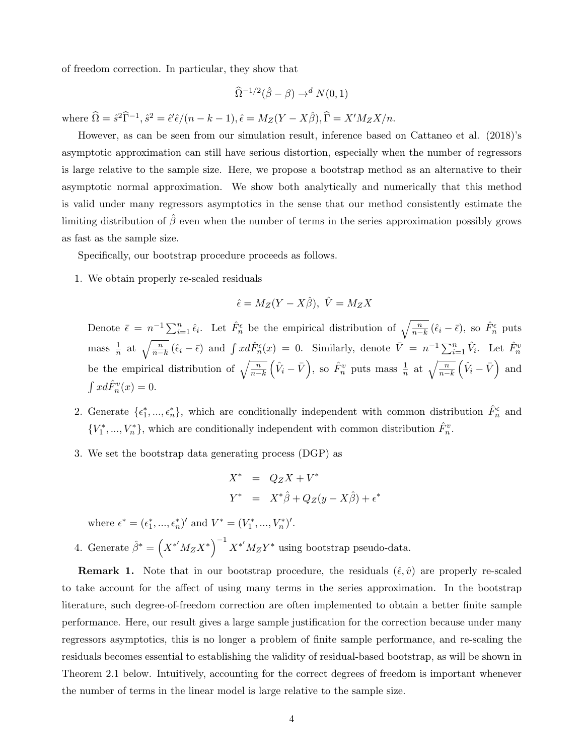of freedom correction. In particular, they show that

$$\widehat{\Omega}^{-1/2}(\hat{\beta}-\beta) \to^d N(0,1)$$

where $\widehat{\Omega} = \hat{s}^2\widehat{\Gamma}^{-1}, \hat{s}^2 = \hat{\epsilon}'\hat{\epsilon}/(n-k-1), \hat{\epsilon} = M_Z(Y - X\hat{\beta}), \widehat{\Gamma} = X'M_Z X/n$.

However, as can be seen from our simulation result, inference based on Cattaneo et al. (2018)'s asymptotic approximation can still have serious distortion, especially when the number of regressors is large relative to the sample size. Here, we propose a bootstrap method as an alternative to their asymptotic normal approximation. We show both analytically and numerically that this method is valid under many regressors asymptotics in the sense that our method consistently estimate the limiting distribution of $\hat{\beta}$ even when the number of terms in the series approximation possibly grows as fast as the sample size.

Specifically, our bootstrap procedure proceeds as follows.

1. We obtain properly re-scaled residuals

$$\hat{\epsilon} = M_Z(Y - X\hat{\beta}), \ \hat{V} = M_Z X$$

Denote $\bar{\epsilon} = n^{-1}\sum_{i=1}^n \hat{\epsilon}_i$. Let $\hat{F}_n^\epsilon$ be the empirical distribution of $\sqrt{\frac{n}{n-k}}\left(\hat{\epsilon}_i - \bar{\epsilon}\right)$, so $\hat{F}_n^\epsilon$ puts mass $\frac{1}{n}$ at $\sqrt{\frac{n}{n-k}}\left(\hat{\epsilon}_i - \bar{\epsilon}\right)$ and $\int x d\hat{F}_n^\epsilon(x) = 0$. Similarly, denote $\bar{V} = n^{-1}\sum_{i=1}^n \hat{V}_i$. Let $\hat{F}_n^v$ be the empirical distribution of $\sqrt{\frac{n}{n-k}}\left(\hat{V}_i - \bar{V}\right)$, so $\hat{F}_n^v$ puts mass $\frac{1}{n}$ at $\sqrt{\frac{n}{n-k}}\left(\hat{V}_i - \bar{V}\right)$ and $\int x d\hat{F}_n^v(x) = 0$.

2. Generate $\{\epsilon_1^*, ..., \epsilon_n^*\}$, which are conditionally independent with common distribution $\hat{F}_n^\epsilon$ and $\{V_1^*, ..., V_n^*\}$, which are conditionally independent with common distribution $\hat{F}_n^v$.

3. We set the bootstrap data generating process (DGP) as

$$\begin{aligned} X^* &= Q_Z X + V^* \\ Y^* &= X^*\hat{\beta} + Q_Z(y - X\hat{\beta}) + \epsilon^* \end{aligned}$$

where $\epsilon^* = (\epsilon_1^*, ..., \epsilon_n^*)'$ and $V^* = (V_1^*, ..., V_n^*)'$.

4. Generate $\hat{\beta}^* = \left(X^{*'} M_Z X^*\right)^{-1} X^{*'} M_Z Y^*$ using bootstrap pseudo-data.

**Remark 1.** Note that in our bootstrap procedure, the residuals $(\hat{\epsilon}, \hat{v})$ are properly re-scaled to take account for the affect of using many terms in the series approximation. In the bootstrap literature, such degree-of-freedom correction are often implemented to obtain a better finite sample performance. Here, our result gives a large sample justification for the correction because under many regressors asymptotics, this is no longer a problem of finite sample performance, and re-scaling the residuals becomes essential to establishing the validity of residual-based bootstrap, as will be shown in Theorem 2.1 below. Intuitively, accounting for the correct degrees of freedom is important whenever the number of terms in the linear model is large relative to the sample size.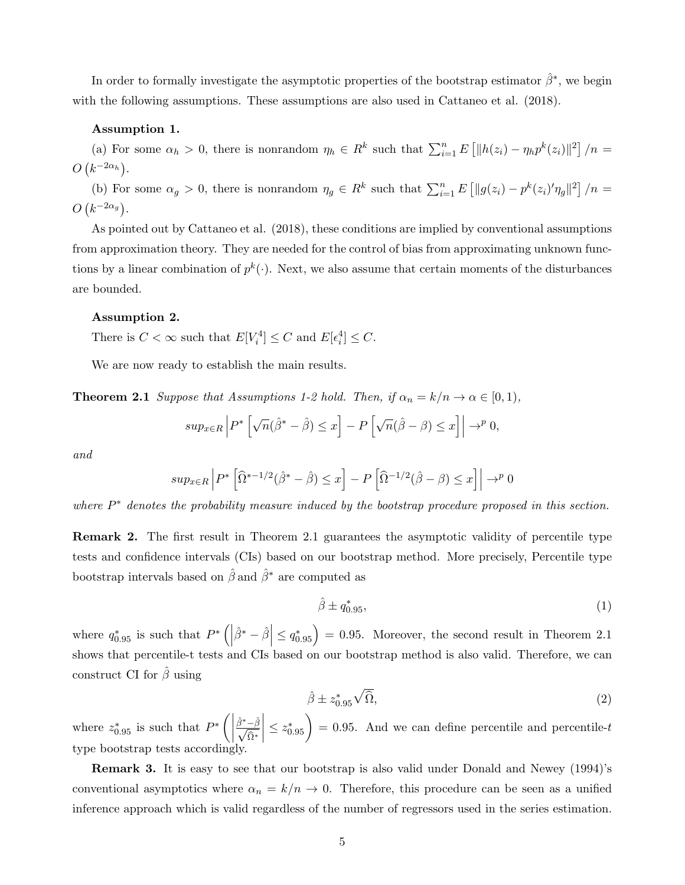In order to formally investigate the asymptotic properties of the bootstrap estimator $\hat{\beta}^*$, we begin with the following assumptions. These assumptions are also used in Cattaneo et al. (2018).

**Assumption 1.**

(a) For some $\alpha_h > 0$, there is nonrandom $\eta_h \in R^k$ such that $\sum_{i=1}^n E\left[\|h(z_i) - \eta_h p^k(z_i)\|^2\right]/n = O\left(k^{-2\alpha_h}\right)$.

(b) For some $\alpha_g > 0$, there is nonrandom $\eta_g \in R^k$ such that $\sum_{i=1}^n E\left[\|g(z_i) - p^k(z_i)'\eta_g\|^2\right]/n = O\left(k^{-2\alpha_g}\right)$.

As pointed out by Cattaneo et al. (2018), these conditions are implied by conventional assumptions from approximation theory. They are needed for the control of bias from approximating unknown functions by a linear combination of $p^k(\cdot)$. Next, we also assume that certain moments of the disturbances are bounded.

**Assumption 2.**

There is $C < \infty$ such that $E[V_i^4] \leq C$ and $E[\epsilon_i^4] \leq C$.

We are now ready to establish the main results.

**Theorem 2.1** *Suppose that Assumptions 1-2 hold. Then, if $\alpha_n = k/n \to \alpha \in [0, 1)$,*

$$sup_{x \in R}\left|P^*\left[\sqrt{n}(\hat{\beta}^* - \hat{\beta}) \leq x\right] - P\left[\sqrt{n}(\hat{\beta} - \beta) \leq x\right]\right| \to^p 0,$$

*and*

$$sup_{x \in R}\left|P^*\left[\widehat{\Omega}^{*-1/2}(\hat{\beta}^* - \hat{\beta}) \leq x\right] - P\left[\widehat{\Omega}^{-1/2}(\hat{\beta} - \beta) \leq x\right]\right| \to^p 0$$

*where $P^*$ denotes the probability measure induced by the bootstrap procedure proposed in this section.*

**Remark 2.** The first result in Theorem 2.1 guarantees the asymptotic validity of percentile type tests and confidence intervals (CIs) based on our bootstrap method. More precisely, Percentile type bootstrap intervals based on $\hat{\beta}$ and $\hat{\beta}^*$ are computed as

$$\hat{\beta} \pm q^*_{0.95}, \tag{1}$$

where $q^*_{0.95}$ is such that $P^*\left(\left|\hat{\beta}^* - \hat{\beta}\right| \leq q^*_{0.95}\right) = 0.95$. Moreover, the second result in Theorem 2.1 shows that percentile-t tests and CIs based on our bootstrap method is also valid. Therefore, we can construct CI for $\hat{\beta}$ using

$$\hat{\beta} \pm z^*_{0.95}\sqrt{\widehat{\Omega}}, \tag{2}$$

where $z^*_{0.95}$ is such that $P^*\left(\left|\frac{\hat{\beta}^* - \hat{\beta}}{\sqrt{\widehat{\Omega}^*}}\right| \leq z^*_{0.95}\right) = 0.95$. And we can define percentile and percentile-$t$ type bootstrap tests accordingly.

**Remark 3.** It is easy to see that our bootstrap is also valid under Donald and Newey (1994)'s conventional asymptotics where $\alpha_n = k/n \to 0$. Therefore, this procedure can be seen as a unified inference approach which is valid regardless of the number of regressors used in the series estimation.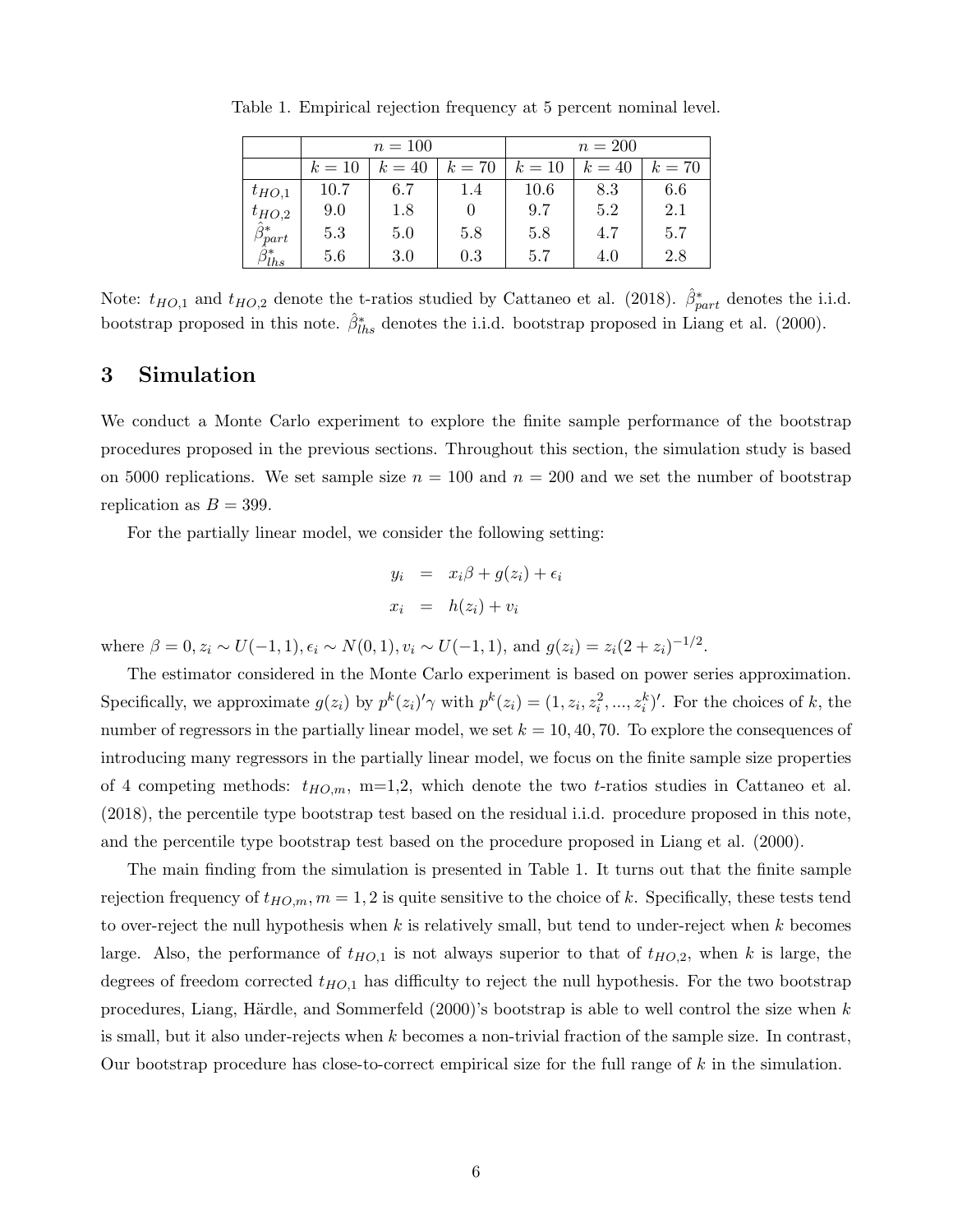Table 1. Empirical rejection frequency at 5 percent nominal level.

| | $n = 100$ | | | $n = 200$ | | |
|---|---|---|---|---|---|---|
| | $k = 10$ | $k = 40$ | $k = 70$ | $k = 10$ | $k = 40$ | $k = 70$ |
| $t_{HO,1}$ | 10.7 | 6.7 | 1.4 | 10.6 | 8.3 | 6.6 |
| $t_{HO,2}$ | 9.0 | 1.8 | 0 | 9.7 | 5.2 | 2.1 |
| $\hat{\beta}^*_{part}$ | 5.3 | 5.0 | 5.8 | 5.8 | 4.7 | 5.7 |
| $\hat{\beta}^*_{lhs}$ | 5.6 | 3.0 | 0.3 | 5.7 | 4.0 | 2.8 |

Note: $t_{HO,1}$ and $t_{HO,2}$ denote the t-ratios studied by Cattaneo et al. (2018). $\hat{\beta}^*_{part}$ denotes the i.i.d. bootstrap proposed in this note. $\hat{\beta}^*_{lhs}$ denotes the i.i.d. bootstrap proposed in Liang et al. (2000).

## 3 Simulation

We conduct a Monte Carlo experiment to explore the finite sample performance of the bootstrap procedures proposed in the previous sections. Throughout this section, the simulation study is based on 5000 replications. We set sample size $n = 100$ and $n = 200$ and we set the number of bootstrap replication as $B = 399$.

For the partially linear model, we consider the following setting:

$$
\begin{aligned}
y_i &= x_i\beta + g(z_i) + \epsilon_i \\
x_i &= h(z_i) + v_i
\end{aligned}
$$

where $\beta = 0, z_i \sim U(-1, 1), \epsilon_i \sim N(0, 1), v_i \sim U(-1, 1)$, and $g(z_i) = z_i(2 + z_i)^{-1/2}$.

The estimator considered in the Monte Carlo experiment is based on power series approximation. Specifically, we approximate $g(z_i)$ by $p^k(z_i)'\gamma$ with $p^k(z_i) = (1, z_i, z_i^2, ..., z_i^k)'$. For the choices of $k$, the number of regressors in the partially linear model, we set $k = 10, 40, 70$. To explore the consequences of introducing many regressors in the partially linear model, we focus on the finite sample size properties of 4 competing methods: $t_{HO,m}$, m=1,2, which denote the two $t$-ratios studies in Cattaneo et al. (2018), the percentile type bootstrap test based on the residual i.i.d. procedure proposed in this note, and the percentile type bootstrap test based on the procedure proposed in Liang et al. (2000).

The main finding from the simulation is presented in Table 1. It turns out that the finite sample rejection frequency of $t_{HO,m}, m = 1, 2$ is quite sensitive to the choice of $k$. Specifically, these tests tend to over-reject the null hypothesis when $k$ is relatively small, but tend to under-reject when $k$ becomes large. Also, the performance of $t_{HO,1}$ is not always superior to that of $t_{HO,2}$, when $k$ is large, the degrees of freedom corrected $t_{HO,1}$ has difficulty to reject the null hypothesis. For the two bootstrap procedures, Liang, Härdle, and Sommerfeld (2000)'s bootstrap is able to well control the size when $k$ is small, but it also under-rejects when $k$ becomes a non-trivial fraction of the sample size. In contrast, Our bootstrap procedure has close-to-correct empirical size for the full range of $k$ in the simulation.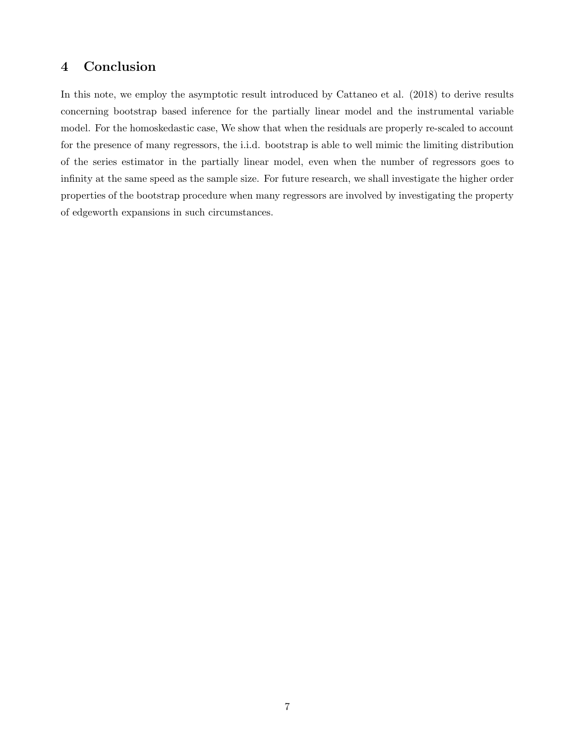## 4 Conclusion

In this note, we employ the asymptotic result introduced by Cattaneo et al. (2018) to derive results concerning bootstrap based inference for the partially linear model and the instrumental variable model. For the homoskedastic case, We show that when the residuals are properly re-scaled to account for the presence of many regressors, the i.i.d. bootstrap is able to well mimic the limiting distribution of the series estimator in the partially linear model, even when the number of regressors goes to infinity at the same speed as the sample size. For future research, we shall investigate the higher order properties of the bootstrap procedure when many regressors are involved by investigating the property of edgeworth expansions in such circumstances.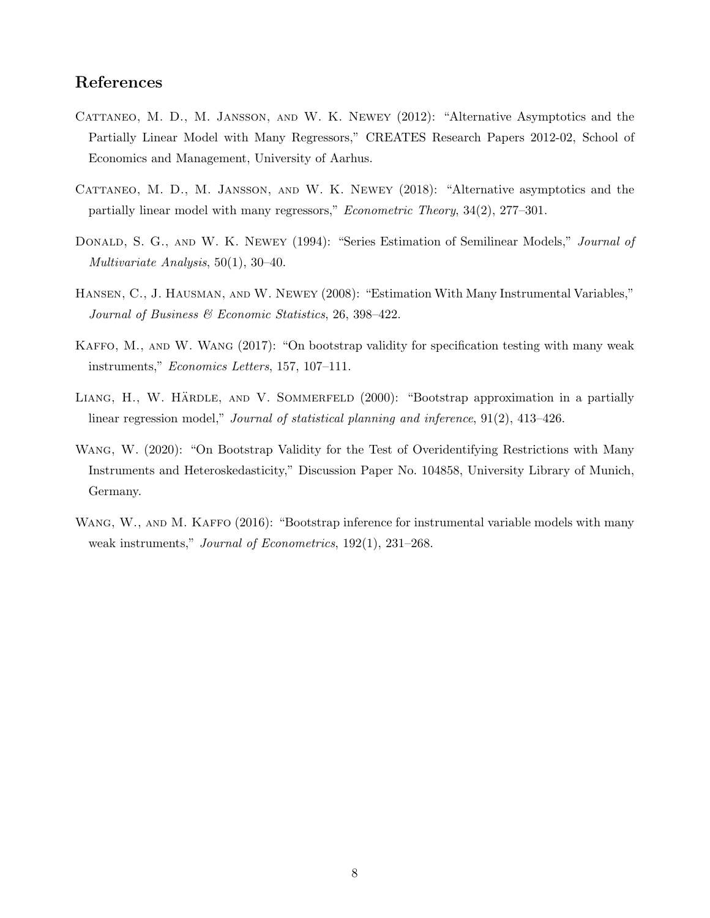## References

Cattaneo, M. D., M. Jansson, and W. K. Newey (2012): "Alternative Asymptotics and the Partially Linear Model with Many Regressors," CREATES Research Papers 2012-02, School of Economics and Management, University of Aarhus.

Cattaneo, M. D., M. Jansson, and W. K. Newey (2018): "Alternative asymptotics and the partially linear model with many regressors," *Econometric Theory*, 34(2), 277–301.

Donald, S. G., and W. K. Newey (1994): "Series Estimation of Semilinear Models," *Journal of Multivariate Analysis*, 50(1), 30–40.

Hansen, C., J. Hausman, and W. Newey (2008): "Estimation With Many Instrumental Variables," *Journal of Business & Economic Statistics*, 26, 398–422.

Kaffo, M., and W. Wang (2017): "On bootstrap validity for specification testing with many weak instruments," *Economics Letters*, 157, 107–111.

Liang, H., W. Härdle, and V. Sommerfeld (2000): "Bootstrap approximation in a partially linear regression model," *Journal of statistical planning and inference*, 91(2), 413–426.

Wang, W. (2020): "On Bootstrap Validity for the Test of Overidentifying Restrictions with Many Instruments and Heteroskedasticity," Discussion Paper No. 104858, University Library of Munich, Germany.

Wang, W., and M. Kaffo (2016): "Bootstrap inference for instrumental variable models with many weak instruments," *Journal of Econometrics*, 192(1), 231–268.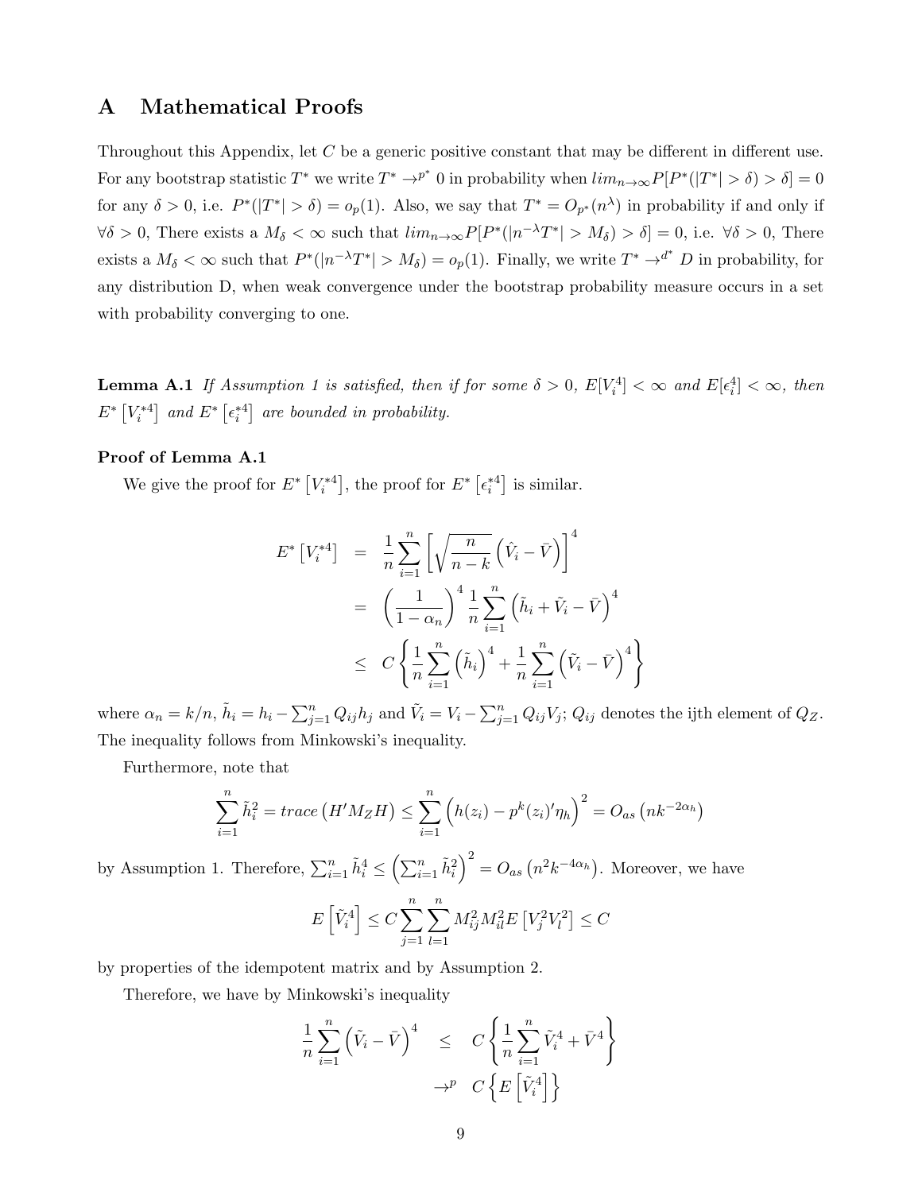# A Mathematical Proofs

Throughout this Appendix, let $C$ be a generic positive constant that may be different in different use. For any bootstrap statistic $T^*$ we write $T^* \to^{p^*} 0$ in probability when $lim_{n\to\infty} P[P^*(|T^*| > \delta) > \delta] = 0$ for any $\delta > 0$, i.e. $P^*(|T^*| > \delta) = o_p(1)$. Also, we say that $T^* = O_{p^*}(n^\lambda)$ in probability if and only if $\forall \delta > 0$, There exists a $M_\delta < \infty$ such that $lim_{n\to\infty} P[P^*(|n^{-\lambda}T^*| > M_\delta) > \delta] = 0$, i.e. $\forall \delta > 0$, There exists a $M_\delta < \infty$ such that $P^*(|n^{-\lambda}T^*| > M_\delta) = o_p(1)$. Finally, we write $T^* \to^{d^*} D$ in probability, for any distribution D, when weak convergence under the bootstrap probability measure occurs in a set with probability converging to one.

**Lemma A.1** *If Assumption 1 is satisfied, then if for some $\delta > 0$, $E[V_i^4] < \infty$ and $E[\epsilon_i^4] < \infty$, then $E^*\left[V_i^{*4}\right]$ and $E^*\left[\epsilon_i^{*4}\right]$ are bounded in probability.*

### Proof of Lemma A.1

We give the proof for $E^*\left[V_i^{*4}\right]$, the proof for $E^*\left[\epsilon_i^{*4}\right]$ is similar.

$$
\begin{aligned}
E^*\left[V_i^{*4}\right] &= \frac{1}{n}\sum_{i=1}^{n}\left[\sqrt{\frac{n}{n-k}}\left(\hat{V}_i - \bar{V}\right)\right]^4 \\
&= \left(\frac{1}{1-\alpha_n}\right)^4 \frac{1}{n}\sum_{i=1}^{n}\left(\tilde{h}_i + \tilde{V}_i - \bar{V}\right)^4 \\
&\le C\left\{\frac{1}{n}\sum_{i=1}^{n}\left(\tilde{h}_i\right)^4 + \frac{1}{n}\sum_{i=1}^{n}\left(\tilde{V}_i - \bar{V}\right)^4\right\}
\end{aligned}
$$

where $\alpha_n = k/n$, $\tilde{h}_i = h_i - \sum_{j=1}^{n} Q_{ij}h_j$ and $\tilde{V}_i = V_i - \sum_{j=1}^{n} Q_{ij}V_j$; $Q_{ij}$ denotes the ijth element of $Q_Z$. The inequality follows from Minkowski's inequality.

Furthermore, note that

$$
\sum_{i=1}^{n}\tilde{h}_i^2 = trace\left(H'M_Z H\right) \le \sum_{i=1}^{n}\left(h(z_i) - p^k(z_i)'\eta_h\right)^2 = O_{as}\left(nk^{-2\alpha_h}\right)
$$

by Assumption 1. Therefore, $\sum_{i=1}^{n}\tilde{h}_i^4 \le \left(\sum_{i=1}^{n}\tilde{h}_i^2\right)^2 = O_{as}\left(n^2k^{-4\alpha_h}\right)$. Moreover, we have

$$
E\left[\tilde{V}_i^4\right] \le C\sum_{j=1}^{n}\sum_{l=1}^{n} M_{ij}^2 M_{il}^2 E\left[V_j^2 V_l^2\right] \le C
$$

by properties of the idempotent matrix and by Assumption 2.

Therefore, we have by Minkowski's inequality

$$
\begin{aligned}
\frac{1}{n}\sum_{i=1}^{n}\left(\tilde{V}_i - \bar{V}\right)^4 &\le C\left\{\frac{1}{n}\sum_{i=1}^{n}\tilde{V}_i^4 + \bar{V}^4\right\} \\
&\to^p C\left\{E\left[\tilde{V}_i^4\right]\right\}
\end{aligned}
$$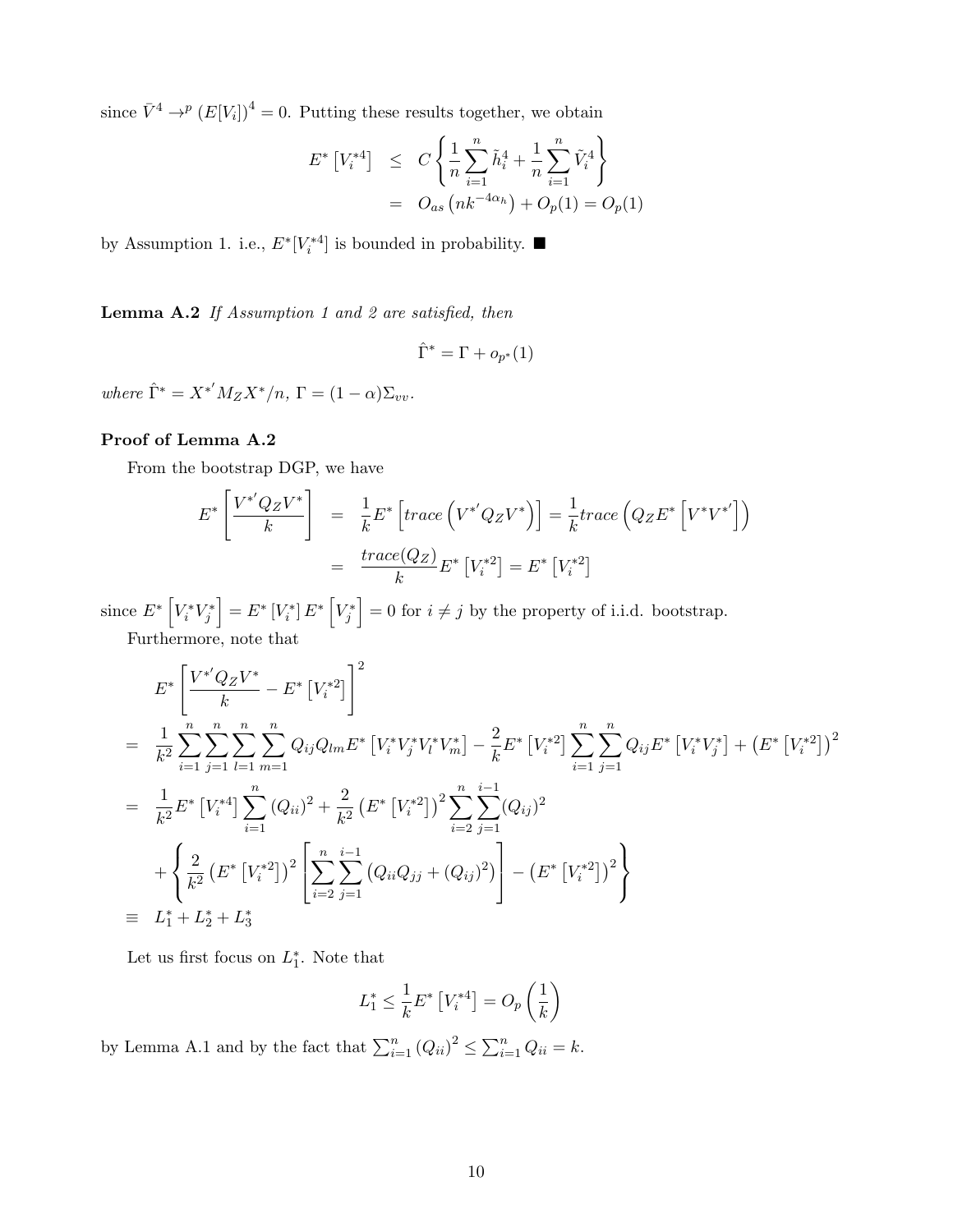since $\bar{V}^4 \to^p (E[V_i])^4 = 0$. Putting these results together, we obtain

$$
\begin{aligned}
E^*\left[V_i^{*4}\right] &\leq C\left\{\frac{1}{n}\sum_{i=1}^n \tilde{h}_i^4 + \frac{1}{n}\sum_{i=1}^n \tilde{V}_i^4\right\} \\
&= O_{as}\left(nk^{-4\alpha_h}\right) + O_p(1) = O_p(1)
\end{aligned}
$$

by Assumption 1. i.e., $E^*[V_i^{*4}]$ is bounded in probability. ■

**Lemma A.2** *If Assumption 1 and 2 are satisfied, then*

$$
\hat{\Gamma}^* = \Gamma + o_{p^*}(1)
$$

*where* $\hat{\Gamma}^* = X^{*'}M_Z X^*/n$, $\Gamma = (1-\alpha)\Sigma_{vv}$.

**Proof of Lemma A.2**

From the bootstrap DGP, we have

$$
\begin{aligned}
E^*\left[\frac{V^{*'}Q_Z V^*}{k}\right] &= \frac{1}{k}E^*\left[trace\left(V^{*'}Q_Z V^*\right)\right] = \frac{1}{k}trace\left(Q_Z E^*\left[V^* V^{*'}\right]\right) \\
&= \frac{trace(Q_Z)}{k}E^*\left[V_i^{*2}\right] = E^*\left[V_i^{*2}\right]
\end{aligned}
$$

since $E^*\left[V_i^* V_j^*\right] = E^*\left[V_i^*\right]E^*\left[V_j^*\right] = 0$ for $i \neq j$ by the property of i.i.d. bootstrap.

Furthermore, note that

$$
\begin{aligned}
& E^*\left[\frac{V^{*'}Q_Z V^*}{k} - E^*\left[V_i^{*2}\right]\right]^2 \\
=\; & \frac{1}{k^2}\sum_{i=1}^n\sum_{j=1}^n\sum_{l=1}^n\sum_{m=1}^n Q_{ij}Q_{lm}E^*\left[V_i^* V_j^* V_l^* V_m^*\right] - \frac{2}{k}E^*\left[V_i^{*2}\right]\sum_{i=1}^n\sum_{j=1}^n Q_{ij}E^*\left[V_i^* V_j^*\right] + \left(E^*\left[V_i^{*2}\right]\right)^2 \\
=\; & \frac{1}{k^2}E^*\left[V_i^{*4}\right]\sum_{i=1}^n (Q_{ii})^2 + \frac{2}{k^2}\left(E^*\left[V_i^{*2}\right]\right)^2\sum_{i=2}^n\sum_{j=1}^{i-1}(Q_{ij})^2 \\
& + \left\{\frac{2}{k^2}\left(E^*\left[V_i^{*2}\right]\right)^2\left[\sum_{i=2}^n\sum_{j=1}^{i-1}\left(Q_{ii}Q_{jj} + (Q_{ij})^2\right)\right] - \left(E^*\left[V_i^{*2}\right]\right)^2\right\} \\
\equiv\; & L_1^* + L_2^* + L_3^*
\end{aligned}
$$

Let us first focus on $L_1^*$. Note that

$$
L_1^* \leq \frac{1}{k}E^*\left[V_i^{*4}\right] = O_p\left(\frac{1}{k}\right)
$$

by Lemma A.1 and by the fact that $\sum_{i=1}^n (Q_{ii})^2 \leq \sum_{i=1}^n Q_{ii} = k$.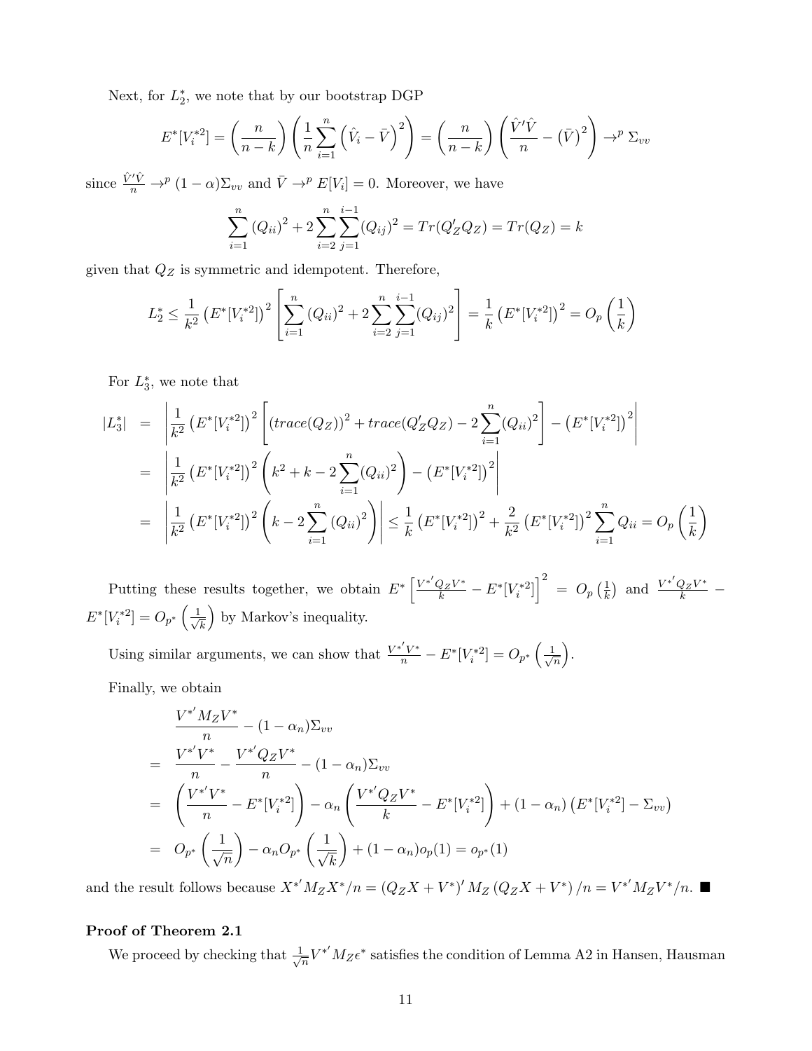Next, for $L_2^*$, we note that by our bootstrap DGP

$$E^*[V_i^{*2}] = \left(\frac{n}{n-k}\right)\left(\frac{1}{n}\sum_{i=1}^{n}\left(\hat{V}_i - \bar{V}\right)^2\right) = \left(\frac{n}{n-k}\right)\left(\frac{\hat{V}'\hat{V}}{n} - \left(\bar{V}\right)^2\right) \to^p \Sigma_{vv}$$

since $\frac{\hat{V}'\hat{V}}{n} \to^p (1-\alpha)\Sigma_{vv}$ and $\bar{V} \to^p E[V_i] = 0$. Moreover, we have

$$\sum_{i=1}^{n}(Q_{ii})^2 + 2\sum_{i=2}^{n}\sum_{j=1}^{i-1}(Q_{ij})^2 = Tr(Q_Z'Q_Z) = Tr(Q_Z) = k$$

given that $Q_Z$ is symmetric and idempotent. Therefore,

$$L_2^* \leq \frac{1}{k^2}\left(E^*[V_i^{*2}]\right)^2\left[\sum_{i=1}^{n}(Q_{ii})^2 + 2\sum_{i=2}^{n}\sum_{j=1}^{i-1}(Q_{ij})^2\right] = \frac{1}{k}\left(E^*[V_i^{*2}]\right)^2 = O_p\left(\frac{1}{k}\right)$$

For $L_3^*$, we note that

$$\begin{aligned}
|L_3^*| &= \left|\frac{1}{k^2}\left(E^*[V_i^{*2}]\right)^2\left[(trace(Q_Z))^2 + trace(Q_Z'Q_Z) - 2\sum_{i=1}^{n}(Q_{ii})^2\right] - \left(E^*[V_i^{*2}]\right)^2\right| \\
&= \left|\frac{1}{k^2}\left(E^*[V_i^{*2}]\right)^2\left(k^2 + k - 2\sum_{i=1}^{n}(Q_{ii})^2\right) - \left(E^*[V_i^{*2}]\right)^2\right| \\
&= \left|\frac{1}{k^2}\left(E^*[V_i^{*2}]\right)^2\left(k - 2\sum_{i=1}^{n}(Q_{ii})^2\right)\right| \leq \frac{1}{k}\left(E^*[V_i^{*2}]\right)^2 + \frac{2}{k^2}\left(E^*[V_i^{*2}]\right)^2\sum_{i=1}^{n}Q_{ii} = O_p\left(\frac{1}{k}\right)
\end{aligned}$$

Putting these results together, we obtain $E^*\left[\frac{V^{*'}Q_ZV^*}{k} - E^*[V_i^{*2}]\right]^2 = O_p\left(\frac{1}{k}\right)$ and $\frac{V^{*'}Q_ZV^*}{k} - E^*[V_i^{*2}] = O_{p^*}\left(\frac{1}{\sqrt{k}}\right)$ by Markov's inequality.

Using similar arguments, we can show that $\frac{V^{*'}V^*}{n} - E^*[V_i^{*2}] = O_{p^*}\left(\frac{1}{\sqrt{n}}\right)$.

Finally, we obtain

$$\begin{aligned}
&\frac{V^{*'}M_ZV^*}{n} - (1-\alpha_n)\Sigma_{vv} \\
=\ & \frac{V^{*'}V^*}{n} - \frac{V^{*'}Q_ZV^*}{n} - (1-\alpha_n)\Sigma_{vv} \\
=\ & \left(\frac{V^{*'}V^*}{n} - E^*[V_i^{*2}]\right) - \alpha_n\left(\frac{V^{*'}Q_ZV^*}{k} - E^*[V_i^{*2}]\right) + (1-\alpha_n)\left(E^*[V_i^{*2}] - \Sigma_{vv}\right) \\
=\ & O_{p^*}\left(\frac{1}{\sqrt{n}}\right) - \alpha_n O_{p^*}\left(\frac{1}{\sqrt{k}}\right) + (1-\alpha_n)o_p(1) = o_{p^*}(1)
\end{aligned}$$

and the result follows because $X^{*'}M_ZX^*/n = (Q_ZX + V^*)'M_Z(Q_ZX + V^*)/n = V^{*'}M_ZV^*/n$. ■

**Proof of Theorem 2.1**

We proceed by checking that $\frac{1}{\sqrt{n}}V^{*'}M_Z\epsilon^*$ satisfies the condition of Lemma A2 in Hansen, Hausman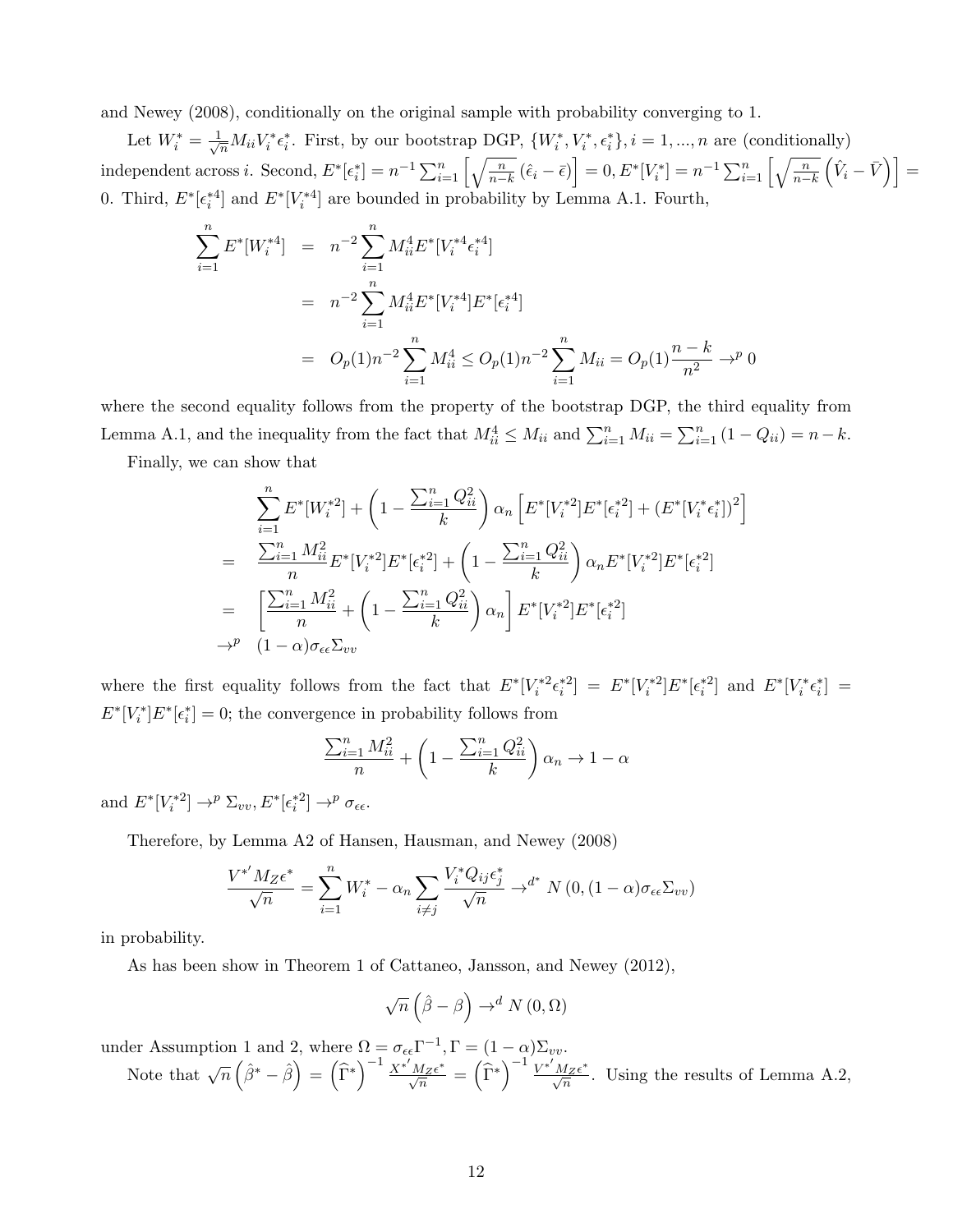and Newey (2008), conditionally on the original sample with probability converging to 1.

Let $W_i^* = \frac{1}{\sqrt{n}} M_{ii} V_i^* \epsilon_i^*$. First, by our bootstrap DGP, $\{W_i^*, V_i^*, \epsilon_i^*\}, i = 1, ..., n$ are (conditionally) independent across $i$. Second, $E^*[\epsilon_i^*] = n^{-1} \sum_{i=1}^n \left[ \sqrt{\frac{n}{n-k}} \left( \hat{\epsilon}_i - \bar{\epsilon} \right) \right] = 0, E^*[V_i^*] = n^{-1} \sum_{i=1}^n \left[ \sqrt{\frac{n}{n-k}} \left( \hat{V}_i - \bar{V} \right) \right] = 0$. Third, $E^*[\epsilon_i^{*4}]$ and $E^*[V_i^{*4}]$ are bounded in probability by Lemma A.1. Fourth,

$$
\begin{aligned}
\sum_{i=1}^n E^*[W_i^{*4}] &= n^{-2} \sum_{i=1}^n M_{ii}^4 E^*[V_i^{*4} \epsilon_i^{*4}] \\
&= n^{-2} \sum_{i=1}^n M_{ii}^4 E^*[V_i^{*4}] E^*[\epsilon_i^{*4}] \\
&= O_p(1) n^{-2} \sum_{i=1}^n M_{ii}^4 \leq O_p(1) n^{-2} \sum_{i=1}^n M_{ii} = O_p(1) \frac{n-k}{n^2} \to^p 0
\end{aligned}
$$

where the second equality follows from the property of the bootstrap DGP, the third equality from Lemma A.1, and the inequality from the fact that $M_{ii}^4 \leq M_{ii}$ and $\sum_{i=1}^n M_{ii} = \sum_{i=1}^n (1 - Q_{ii}) = n - k$.

Finally, we can show that

$$
\begin{aligned}
& \sum_{i=1}^n E^*[W_i^{*2}] + \left( 1 - \frac{\sum_{i=1}^n Q_{ii}^2}{k} \right) \alpha_n \left[ E^*[V_i^{*2}] E^*[\epsilon_i^{*2}] + (E^*[V_i^* \epsilon_i^*])^2 \right] \\
= & \frac{\sum_{i=1}^n M_{ii}^2}{n} E^*[V_i^{*2}] E^*[\epsilon_i^{*2}] + \left( 1 - \frac{\sum_{i=1}^n Q_{ii}^2}{k} \right) \alpha_n E^*[V_i^{*2}] E^*[\epsilon_i^{*2}] \\
= & \left[ \frac{\sum_{i=1}^n M_{ii}^2}{n} + \left( 1 - \frac{\sum_{i=1}^n Q_{ii}^2}{k} \right) \alpha_n \right] E^*[V_i^{*2}] E^*[\epsilon_i^{*2}] \\
\to^p & \ (1 - \alpha) \sigma_{\epsilon\epsilon} \Sigma_{vv}
\end{aligned}
$$

where the first equality follows from the fact that $E^*[V_i^{*2} \epsilon_i^{*2}] = E^*[V_i^{*2}] E^*[\epsilon_i^{*2}]$ and $E^*[V_i^* \epsilon_i^*] = E^*[V_i^*] E^*[\epsilon_i^*] = 0$; the convergence in probability follows from

$$
\frac{\sum_{i=1}^n M_{ii}^2}{n} + \left( 1 - \frac{\sum_{i=1}^n Q_{ii}^2}{k} \right) \alpha_n \to 1 - \alpha
$$

and $E^*[V_i^{*2}] \to^p \Sigma_{vv}, E^*[\epsilon_i^{*2}] \to^p \sigma_{\epsilon\epsilon}$.

Therefore, by Lemma A2 of Hansen, Hausman, and Newey (2008)

$$
\frac{V^{*'} M_Z \epsilon^*}{\sqrt{n}} = \sum_{i=1}^n W_i^* - \alpha_n \sum_{i \neq j} \frac{V_i^* Q_{ij} \epsilon_j^*}{\sqrt{n}} \to^{d^*} N\left(0, (1 - \alpha) \sigma_{\epsilon\epsilon} \Sigma_{vv}\right)
$$

in probability.

As has been show in Theorem 1 of Cattaneo, Jansson, and Newey (2012),

$$
\sqrt{n} \left( \hat{\beta} - \beta \right) \to^d N(0, \Omega)
$$

under Assumption 1 and 2, where $\Omega = \sigma_{\epsilon\epsilon} \Gamma^{-1}, \Gamma = (1 - \alpha) \Sigma_{vv}$.

Note that $\sqrt{n} \left( \hat{\beta}^* - \hat{\beta} \right) = \left( \widehat{\Gamma}^* \right)^{-1} \frac{X^{*'} M_Z \epsilon^*}{\sqrt{n}} = \left( \widehat{\Gamma}^* \right)^{-1} \frac{V^{*'} M_Z \epsilon^*}{\sqrt{n}}$. Using the results of Lemma A.2,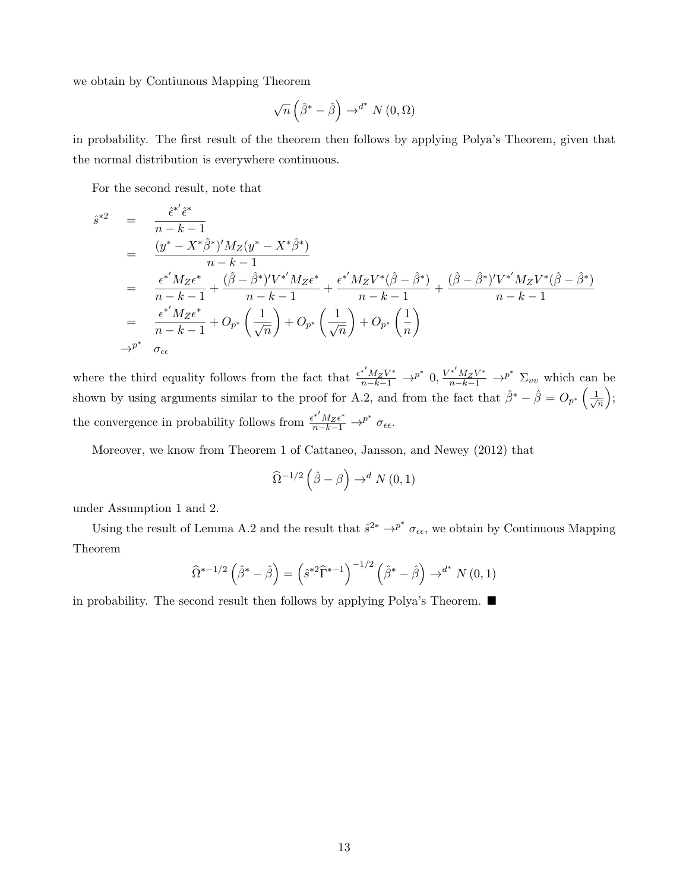we obtain by Contiunous Mapping Theorem

$$\sqrt{n}\left(\hat{\beta}^{*}-\hat{\beta}\right)\rightarrow^{d^{*}} N\left(0,\Omega\right)$$

in probability. The first result of the theorem then follows by applying Polya's Theorem, given that the normal distribution is everywhere continuous.

For the second result, note that

$$\begin{aligned}
\hat{s}^{*2} &= \frac{\hat{\epsilon}^{*'}\hat{\epsilon}^{*}}{n-k-1} \\
&= \frac{(y^{*}-X^{*}\hat{\beta}^{*})'M_{Z}(y^{*}-X^{*}\hat{\beta}^{*})}{n-k-1} \\
&= \frac{\epsilon^{*'}M_{Z}\epsilon^{*}}{n-k-1}+\frac{(\hat{\beta}-\hat{\beta}^{*})'V^{*'}M_{Z}\epsilon^{*}}{n-k-1}+\frac{\epsilon^{*'}M_{Z}V^{*}(\hat{\beta}-\hat{\beta}^{*})}{n-k-1}+\frac{(\hat{\beta}-\hat{\beta}^{*})'V^{*'}M_{Z}V^{*}(\hat{\beta}-\hat{\beta}^{*})}{n-k-1} \\
&= \frac{\epsilon^{*'}M_{Z}\epsilon^{*}}{n-k-1}+O_{p^{*}}\left(\frac{1}{\sqrt{n}}\right)+O_{p^{*}}\left(\frac{1}{\sqrt{n}}\right)+O_{p^{*}}\left(\frac{1}{n}\right) \\
&\rightarrow^{p^{*}} \sigma_{\epsilon\epsilon}
\end{aligned}$$

where the third equality follows from the fact that $\frac{\epsilon^{*'}M_{Z}V^{*}}{n-k-1}\rightarrow^{p^{*}} 0$, $\frac{V^{*'}M_{Z}V^{*}}{n-k-1}\rightarrow^{p^{*}}\Sigma_{vv}$ which can be shown by using arguments similar to the proof for A.2, and from the fact that $\hat{\beta}^{*}-\hat{\beta}=O_{p^{*}}\left(\frac{1}{\sqrt{n}}\right)$; the convergence in probability follows from $\frac{\epsilon^{*'}M_{Z}\epsilon^{*}}{n-k-1}\rightarrow^{p^{*}}\sigma_{\epsilon\epsilon}$.

Moreover, we know from Theorem 1 of Cattaneo, Jansson, and Newey (2012) that

$$\widehat{\Omega}^{-1/2}\left(\hat{\beta}-\beta\right)\rightarrow^{d} N\left(0,1\right)$$

under Assumption 1 and 2.

Using the result of Lemma A.2 and the result that $\hat{s}^{2*}\rightarrow^{p^{*}}\sigma_{\epsilon\epsilon}$, we obtain by Continuous Mapping Theorem

$$\widehat{\Omega}^{*-1/2}\left(\hat{\beta}^{*}-\hat{\beta}\right)=\left(\hat{s}^{*2}\widehat{\Gamma}^{*-1}\right)^{-1/2}\left(\hat{\beta}^{*}-\hat{\beta}\right)\rightarrow^{d^{*}} N\left(0,1\right)$$

in probability. The second result then follows by applying Polya's Theorem. ■